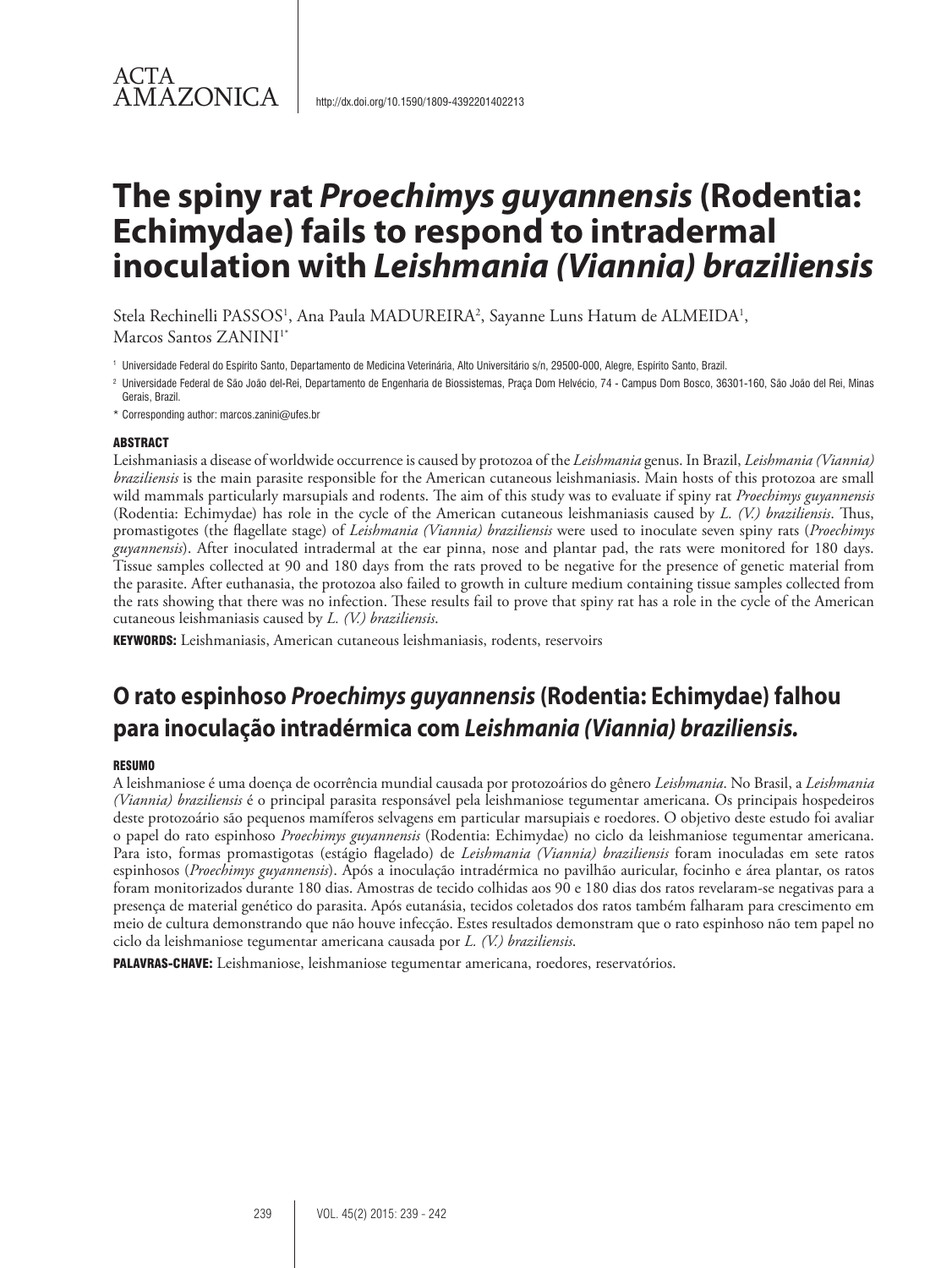ACTA AMAZONICA

http://dx.doi.org/10.1590/1809-4392201402213

# The spiny rat *Proechimys guyannensis* (Rodentia: Echimydae) fails to respond to intradermal inoculation with *Leishmania (Viannia) braziliensis*

Stela Rechinelli PASSOS[1], Ana Paula MADUREIRA[2], Sayanne Luns Hatum de ALMEIDA[1], Marcos Santos ZANINI[1*]

[1] Universidade Federal do Espírito Santo, Departamento de Medicina Veterinária, Alto Universitário s/n, 29500-000, Alegre, Espírito Santo, Brazil.

[2] Universidade Federal de São João del-Rei, Departamento de Engenharia de Biossistemas, Praça Dom Helvécio, 74 - Campus Dom Bosco, 36301-160, São João del Rei, Minas Gerais, Brazil.

[*] Corresponding author: marcos.zanini@ufes.br

## ABSTRACT

Leishmaniasis a disease of worldwide occurrence is caused by protozoa of the *Leishmania* genus. In Brazil, *Leishmania (Viannia) braziliensis* is the main parasite responsible for the American cutaneous leishmaniasis. Main hosts of this protozoa are small wild mammals particularly marsupials and rodents. The aim of this study was to evaluate if spiny rat *Proechimys guyannensis* (Rodentia: Echimydae) has role in the cycle of the American cutaneous leishmaniasis caused by *L. (V.) braziliensis*. Thus, promastigotes (the flagellate stage) of *Leishmania (Viannia) braziliensis* were used to inoculate seven spiny rats (*Proechimys guyannensis*). After inoculated intradermal at the ear pinna, nose and plantar pad, the rats were monitored for 180 days. Tissue samples collected at 90 and 180 days from the rats proved to be negative for the presence of genetic material from the parasite. After euthanasia, the protozoa also failed to growth in culture medium containing tissue samples collected from the rats showing that there was no infection. These results fail to prove that spiny rat has a role in the cycle of the American cutaneous leishmaniasis caused by *L. (V.) braziliensis*.

**KEYWORDS:** Leishmaniasis, American cutaneous leishmaniasis, rodents, reservoirs

# O rato espinhoso *Proechimys guyannensis* (Rodentia: Echimydae) falhou para inoculação intradérmica com *Leishmania (Viannia) braziliensis.*

## RESUMO

A leishmaniose é uma doença de ocorrência mundial causada por protozoários do gênero *Leishmania*. No Brasil, a *Leishmania (Viannia) braziliensis* é o principal parasita responsável pela leishmaniose tegumentar americana. Os principais hospedeiros deste protozoário são pequenos mamíferos selvagens em particular marsupiais e roedores. O objetivo deste estudo foi avaliar o papel do rato espinhoso *Proechimys guyannensis* (Rodentia: Echimydae) no ciclo da leishmaniose tegumentar americana. Para isto, formas promastigotas (estágio flagelado) de *Leishmania (Viannia) braziliensis* foram inoculadas em sete ratos espinhosos (*Proechimys guyannensis*). Após a inoculação intradérmica no pavilhão auricular, focinho e área plantar, os ratos foram monitorizados durante 180 dias. Amostras de tecido colhidas aos 90 e 180 dias dos ratos revelaram-se negativas para a presença de material genético do parasita. Após eutanásia, tecidos coletados dos ratos também falharam para crescimento em meio de cultura demonstrando que não houve infecção. Estes resultados demonstram que o rato espinhoso não tem papel no ciclo da leishmaniose tegumentar americana causada por *L. (V.) braziliensis*.

**PALAVRAS-CHAVE:** Leishmaniose, leishmaniose tegumentar americana, roedores, reservatórios.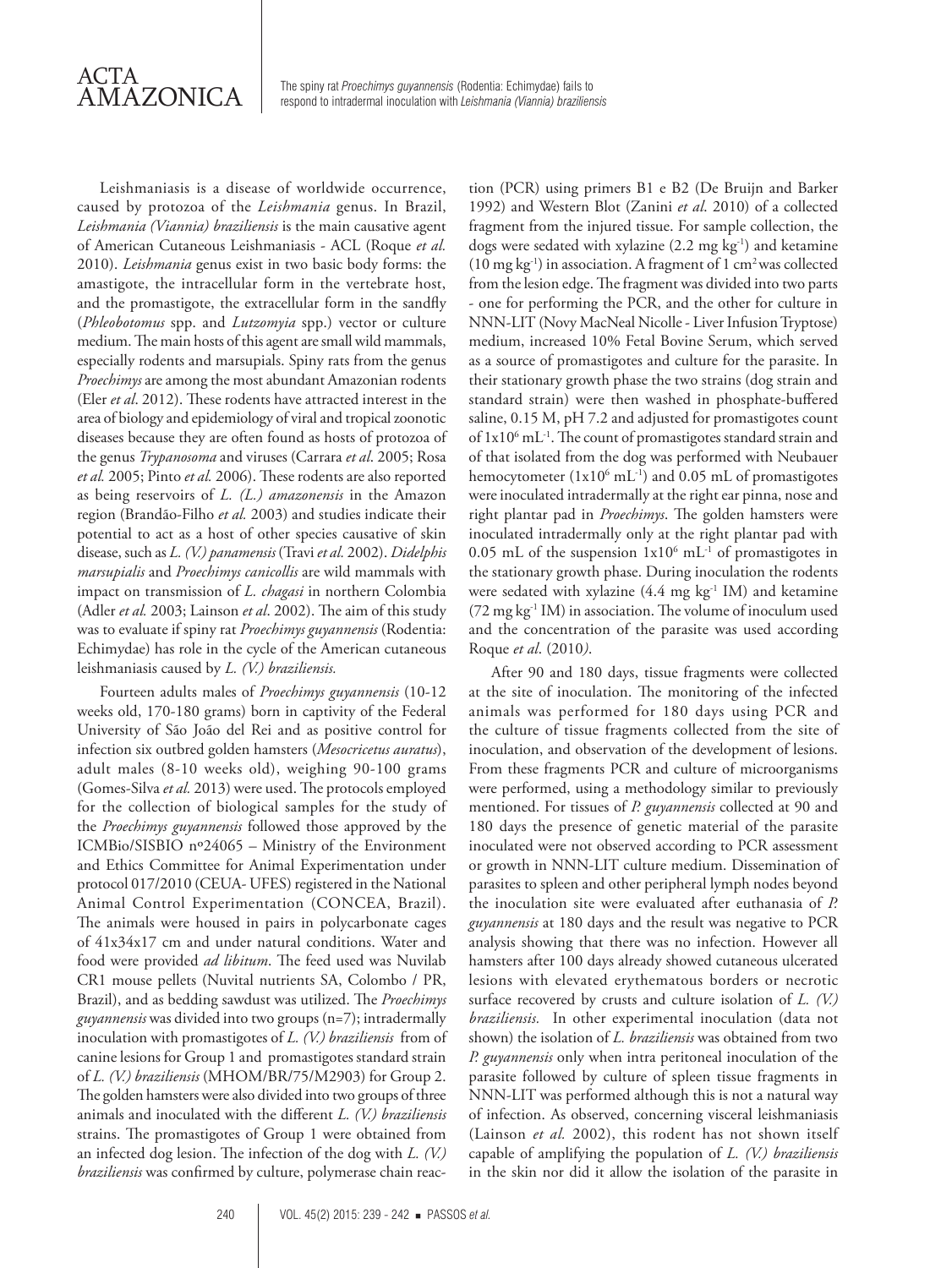Leishmaniasis is a disease of worldwide occurrence, caused by protozoa of the *Leishmania* genus. In Brazil, *Leishmania (Viannia) braziliensis* is the main causative agent of American Cutaneous Leishmaniasis - ACL (Roque *et al.* 2010). *Leishmania* genus exist in two basic body forms: the amastigote, the intracellular form in the vertebrate host, and the promastigote, the extracellular form in the sandfly (*Phleobotomus* spp. and *Lutzomyia* spp.) vector or culture medium. The main hosts of this agent are small wild mammals, especially rodents and marsupials. Spiny rats from the genus *Proechimys* are among the most abundant Amazonian rodents (Eler *et al*. 2012). These rodents have attracted interest in the area of biology and epidemiology of viral and tropical zoonotic diseases because they are often found as hosts of protozoa of the genus *Trypanosoma* and viruses (Carrara *et al*. 2005; Rosa *et al.* 2005; Pinto *et al.* 2006). These rodents are also reported as being reservoirs of *L. (L.) amazonensis* in the Amazon region (Brandão-Filho *et al.* 2003) and studies indicate their potential to act as a host of other species causative of skin disease, such as *L. (V.) panamensis* (Travi *et al.* 2002). *Didelphis marsupialis* and *Proechimys canicollis* are wild mammals with impact on transmission of *L. chagasi* in northern Colombia (Adler *et al.* 2003; Lainson *et al*. 2002). The aim of this study was to evaluate if spiny rat *Proechimys guyannensis* (Rodentia: Echimydae) has role in the cycle of the American cutaneous leishmaniasis caused by *L. (V.) braziliensis.*

Fourteen adults males of *Proechimys guyannensis* (10-12 weeks old, 170-180 grams) born in captivity of the Federal University of São João del Rei and as positive control for infection six outbred golden hamsters (*Mesocricetus auratus*), adult males (8-10 weeks old), weighing 90-100 grams (Gomes-Silva *et al.* 2013) were used. The protocols employed for the collection of biological samples for the study of the *Proechimys guyannensis* followed those approved by the ICMBio/SISBIO nº24065 – Ministry of the Environment and Ethics Committee for Animal Experimentation under protocol 017/2010 (CEUA- UFES) registered in the National Animal Control Experimentation (CONCEA, Brazil). The animals were housed in pairs in polycarbonate cages of 41x34x17 cm and under natural conditions. Water and food were provided *ad libitum*. The feed used was Nuvilab CR1 mouse pellets (Nuvital nutrients SA, Colombo / PR, Brazil), and as bedding sawdust was utilized. The *Proechimys guyannensis* was divided into two groups (n=7); intradermally inoculation with promastigotes of *L. (V.) braziliensis* from of canine lesions for Group 1 and promastigotes standard strain of *L. (V.) braziliensis* (MHOM/BR/75/M2903) for Group 2. The golden hamsters were also divided into two groups of three animals and inoculated with the different *L. (V.) braziliensis* strains. The promastigotes of Group 1 were obtained from an infected dog lesion. The infection of the dog with *L. (V.) braziliensis* was confirmed by culture, polymerase chain reaction (PCR) using primers B1 e B2 (De Bruijn and Barker 1992) and Western Blot (Zanini *et al*. 2010) of a collected fragment from the injured tissue. For sample collection, the dogs were sedated with xylazine (2.2 mg $kg^{-1}$) and ketamine (10 mg $kg^{-1}$) in association. A fragment of 1 $cm^2$ was collected from the lesion edge. The fragment was divided into two parts - one for performing the PCR, and the other for culture in NNN-LIT (Novy MacNeal Nicolle - Liver Infusion Tryptose) medium, increased 10% Fetal Bovine Serum, which served as a source of promastigotes and culture for the parasite. In their stationary growth phase the two strains (dog strain and standard strain) were then washed in phosphate-buffered saline, 0.15 M, pH 7.2 and adjusted for promastigotes count of $1x10^6$ $mL^{-1}$. The count of promastigotes standard strain and of that isolated from the dog was performed with Neubauer hemocytometer ($1x10^6$ $mL^{-1}$) and 0.05 mL of promastigotes were inoculated intradermally at the right ear pinna, nose and right plantar pad in *Proechimys*. The golden hamsters were inoculated intradermally only at the right plantar pad with 0.05 mL of the suspension $1x10^6$ $mL^{-1}$ of promastigotes in the stationary growth phase. During inoculation the rodents were sedated with xylazine (4.4 mg $kg^{-1}$ IM) and ketamine (72 mg $kg^{-1}$ IM) in association. The volume of inoculum used and the concentration of the parasite was used according Roque *et al*. (2010).

After 90 and 180 days, tissue fragments were collected at the site of inoculation. The monitoring of the infected animals was performed for 180 days using PCR and the culture of tissue fragments collected from the site of inoculation, and observation of the development of lesions. From these fragments PCR and culture of microorganisms were performed, using a methodology similar to previously mentioned. For tissues of *P. guyannensis* collected at 90 and 180 days the presence of genetic material of the parasite inoculated were not observed according to PCR assessment or growth in NNN-LIT culture medium. Dissemination of parasites to spleen and other peripheral lymph nodes beyond the inoculation site were evaluated after euthanasia of *P. guyannensis* at 180 days and the result was negative to PCR analysis showing that there was no infection. However all hamsters after 100 days already showed cutaneous ulcerated lesions with elevated erythematous borders or necrotic surface recovered by crusts and culture isolation of *L. (V.) braziliensis.* In other experimental inoculation (data not shown) the isolation of *L. braziliensis* was obtained from two *P. guyannensis* only when intra peritoneal inoculation of the parasite followed by culture of spleen tissue fragments in NNN-LIT was performed although this is not a natural way of infection. As observed, concerning visceral leishmaniasis (Lainson *et al.* 2002), this rodent has not shown itself capable of amplifying the population of *L. (V.) braziliensis* in the skin nor did it allow the isolation of the parasite in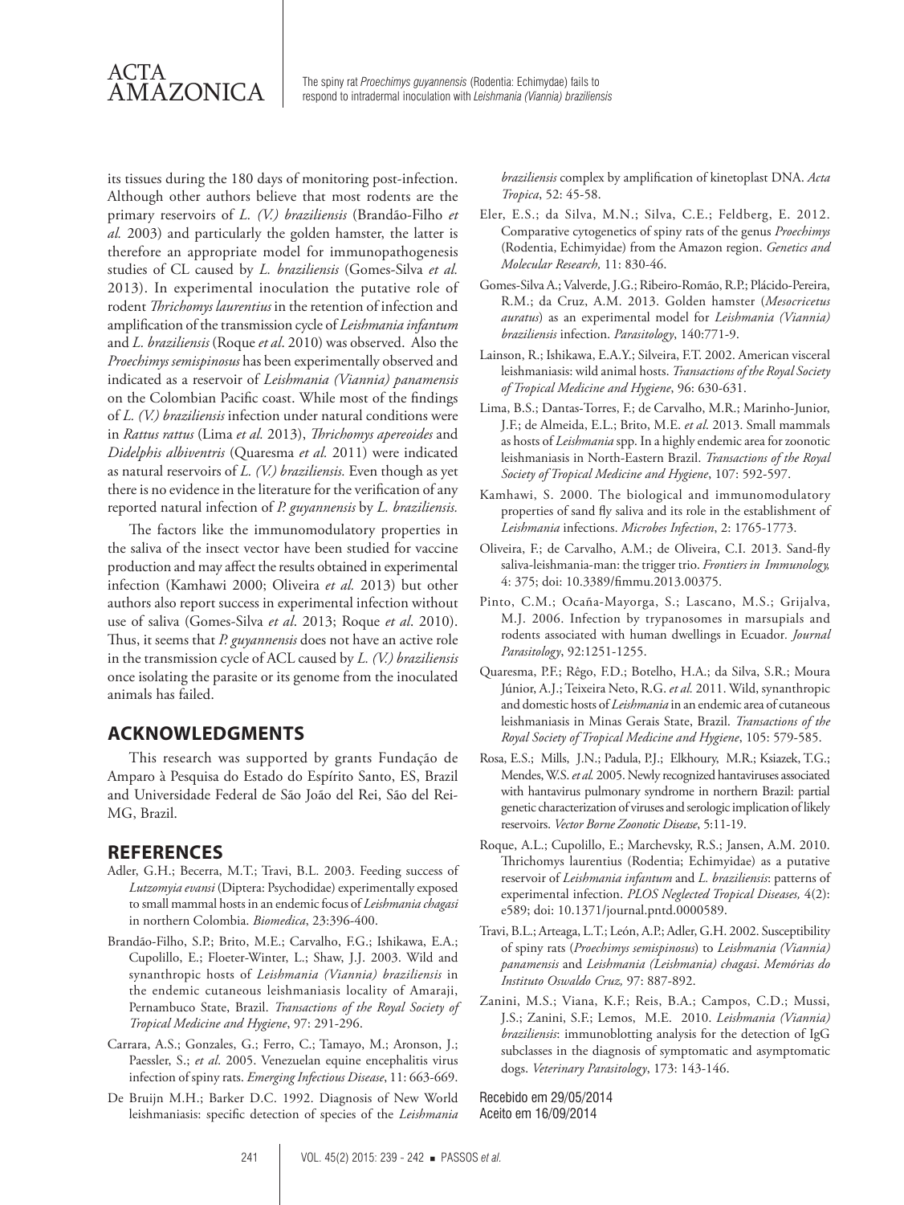its tissues during the 180 days of monitoring post-infection. Although other authors believe that most rodents are the primary reservoirs of *L. (V.) braziliensis* (Brandão-Filho *et al.* 2003) and particularly the golden hamster, the latter is therefore an appropriate model for immunopathogenesis studies of CL caused by *L. braziliensis* (Gomes-Silva *et al.* 2013). In experimental inoculation the putative role of rodent *Thrichomys laurentius* in the retention of infection and amplification of the transmission cycle of *Leishmania infantum* and *L. braziliensis* (Roque *et al*. 2010) was observed. Also the *Proechimys semispinosus* has been experimentally observed and indicated as a reservoir of *Leishmania (Viannia) panamensis* on the Colombian Pacific coast. While most of the findings of *L. (V.) braziliensis* infection under natural conditions were in *Rattus rattus* (Lima *et al.* 2013), *Thrichomys apereoides* and *Didelphis albiventris* (Quaresma *et al.* 2011) were indicated as natural reservoirs of *L. (V.) braziliensis.* Even though as yet there is no evidence in the literature for the verification of any reported natural infection of *P. guyannensis* by *L. braziliensis.*

The factors like the immunomodulatory properties in the saliva of the insect vector have been studied for vaccine production and may affect the results obtained in experimental infection (Kamhawi 2000; Oliveira *et al.* 2013) but other authors also report success in experimental infection without use of saliva (Gomes-Silva *et al*. 2013; Roque *et al*. 2010). Thus, it seems that *P. guyannensis* does not have an active role in the transmission cycle of ACL caused by *L. (V.) braziliensis* once isolating the parasite or its genome from the inoculated animals has failed.

## ACKNOWLEDGMENTS

This research was supported by grants Fundação de Amparo à Pesquisa do Estado do Espírito Santo, ES, Brazil and Universidade Federal de São João del Rei, São del Rei-MG, Brazil.

## REFERENCES

Adler, G.H.; Becerra, M.T.; Travi, B.L. 2003. Feeding success of *Lutzomyia evansi* (Diptera: Psychodidae) experimentally exposed to small mammal hosts in an endemic focus of *Leishmania chagasi* in northern Colombia. *Biomedica*, 23:396-400.

Brandão-Filho, S.P.; Brito, M.E.; Carvalho, F.G.; Ishikawa, E.A.; Cupolillo, E.; Floeter-Winter, L.; Shaw, J.J. 2003. Wild and synanthropic hosts of *Leishmania (Viannia) braziliensis* in the endemic cutaneous leishmaniasis locality of Amaraji, Pernambuco State, Brazil. *Transactions of the Royal Society of Tropical Medicine and Hygiene*, 97: 291-296.

Carrara, A.S.; Gonzales, G.; Ferro, C.; Tamayo, M.; Aronson, J.; Paessler, S.; *et al*. 2005. Venezuelan equine encephalitis virus infection of spiny rats. *Emerging Infectious Disease*, 11: 663-669.

De Bruijn M.H.; Barker D.C. 1992. Diagnosis of New World leishmaniasis: specific detection of species of the *Leishmania braziliensis* complex by amplification of kinetoplast DNA. *Acta Tropica*, 52: 45-58.

Eler, E.S.; da Silva, M.N.; Silva, C.E.; Feldberg, E. 2012. Comparative cytogenetics of spiny rats of the genus *Proechimys* (Rodentia, Echimyidae) from the Amazon region. *Genetics and Molecular Research,* 11: 830-46.

Gomes-Silva A.; Valverde, J.G.; Ribeiro-Romão, R.P.; Plácido-Pereira, R.M.; da Cruz, A.M. 2013. Golden hamster (*Mesocricetus auratus*) as an experimental model for *Leishmania (Viannia) braziliensis* infection. *Parasitology*, 140:771-9.

Lainson, R.; Ishikawa, E.A.Y.; Silveira, F.T. 2002. American visceral leishmaniasis: wild animal hosts. *Transactions of the Royal Society of Tropical Medicine and Hygiene*, 96: 630-631.

Lima, B.S.; Dantas-Torres, F.; de Carvalho, M.R.; Marinho-Junior, J.F.; de Almeida, E.L.; Brito, M.E. *et al*. 2013. Small mammals as hosts of *Leishmania* spp. In a highly endemic area for zoonotic leishmaniasis in North-Eastern Brazil. *Transactions of the Royal Society of Tropical Medicine and Hygiene*, 107: 592-597.

Kamhawi, S. 2000. The biological and immunomodulatory properties of sand fly saliva and its role in the establishment of *Leishmania* infections. *Microbes Infection*, 2: 1765-1773.

Oliveira, F.; de Carvalho, A.M.; de Oliveira, C.I. 2013. Sand-fly saliva-leishmania-man: the trigger trio. *Frontiers in Immunology,* 4: 375; doi: 10.3389/fimmu.2013.00375.

Pinto, C.M.; Ocaña-Mayorga, S.; Lascano, M.S.; Grijalva, M.J. 2006. Infection by trypanosomes in marsupials and rodents associated with human dwellings in Ecuador. *Journal Parasitology*, 92:1251-1255.

Quaresma, P.F.; Rêgo, F.D.; Botelho, H.A.; da Silva, S.R.; Moura Júnior, A.J.; Teixeira Neto, R.G. *et al.* 2011. Wild, synanthropic and domestic hosts of *Leishmania* in an endemic area of cutaneous leishmaniasis in Minas Gerais State, Brazil. *Transactions of the Royal Society of Tropical Medicine and Hygiene*, 105: 579-585.

Rosa, E.S.; Mills, J.N.; Padula, P.J.; Elkhoury, M.R.; Ksiazek, T.G.; Mendes, W.S. *et al.* 2005. Newly recognized hantaviruses associated with hantavirus pulmonary syndrome in northern Brazil: partial genetic characterization of viruses and serologic implication of likely reservoirs. *Vector Borne Zoonotic Disease*, 5:11-19.

Roque, A.L.; Cupolillo, E.; Marchevsky, R.S.; Jansen, A.M. 2010. Thrichomys laurentius (Rodentia; Echimyidae) as a putative reservoir of *Leishmania infantum* and *L. braziliensis*: patterns of experimental infection. *PLOS Neglected Tropical Diseases,* 4(2): e589; doi: 10.1371/journal.pntd.0000589.

Travi, B.L.; Arteaga, L.T.; León, A.P.; Adler, G.H. 2002. Susceptibility of spiny rats (*Proechimys semispinosus*) to *Leishmania (Viannia) panamensis* and *Leishmania (Leishmania) chagasi*. *Memórias do Instituto Oswaldo Cruz,* 97: 887-892.

Zanini, M.S.; Viana, K.F.; Reis, B.A.; Campos, C.D.; Mussi, J.S.; Zanini, S.F.; Lemos, M.E. 2010. *Leishmania (Viannia) braziliensis*: immunoblotting analysis for the detection of IgG subclasses in the diagnosis of symptomatic and asymptomatic dogs. *Veterinary Parasitology*, 173: 143-146.

Recebido em 29/05/2014
Aceito em 16/09/2014